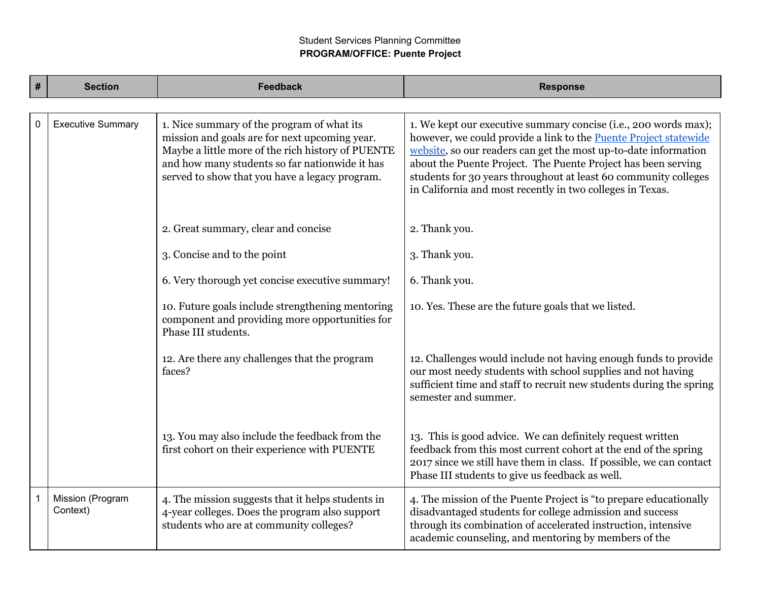Student Services Planning Committee

**PROGRAM/OFFICE: Puente Project**

| # | Section | Feedback | Response |
|---|---|---|---|
| 0 | Executive Summary | 1. Nice summary of the program of what its mission and goals are for next upcoming year. Maybe a little more of the rich history of PUENTE and how many students so far nationwide it has served to show that you have a legacy program. | 1. We kept our executive summary concise (i.e., 200 words max); however, we could provide a link to the Puente Project statewide website, so our readers can get the most up-to-date information about the Puente Project. The Puente Project has been serving students for 30 years throughout at least 60 community colleges in California and most recently in two colleges in Texas. |
| | | 2. Great summary, clear and concise | 2. Thank you. |
| | | 3. Concise and to the point | 3. Thank you. |
| | | 6. Very thorough yet concise executive summary! | 6. Thank you. |
| | | 10. Future goals include strengthening mentoring component and providing more opportunities for Phase III students. | 10. Yes. These are the future goals that we listed. |
| | | 12. Are there any challenges that the program faces? | 12. Challenges would include not having enough funds to provide our most needy students with school supplies and not having sufficient time and staff to recruit new students during the spring semester and summer. |
| | | 13. You may also include the feedback from the first cohort on their experience with PUENTE | 13. This is good advice. We can definitely request written feedback from this most current cohort at the end of the spring 2017 since we still have them in class. If possible, we can contact Phase III students to give us feedback as well. |
| 1 | Mission (Program Context) | 4. The mission suggests that it helps students in 4-year colleges. Does the program also support students who are at community colleges? | 4. The mission of the Puente Project is "to prepare educationally disadvantaged students for college admission and success through its combination of accelerated instruction, intensive academic counseling, and mentoring by members of the |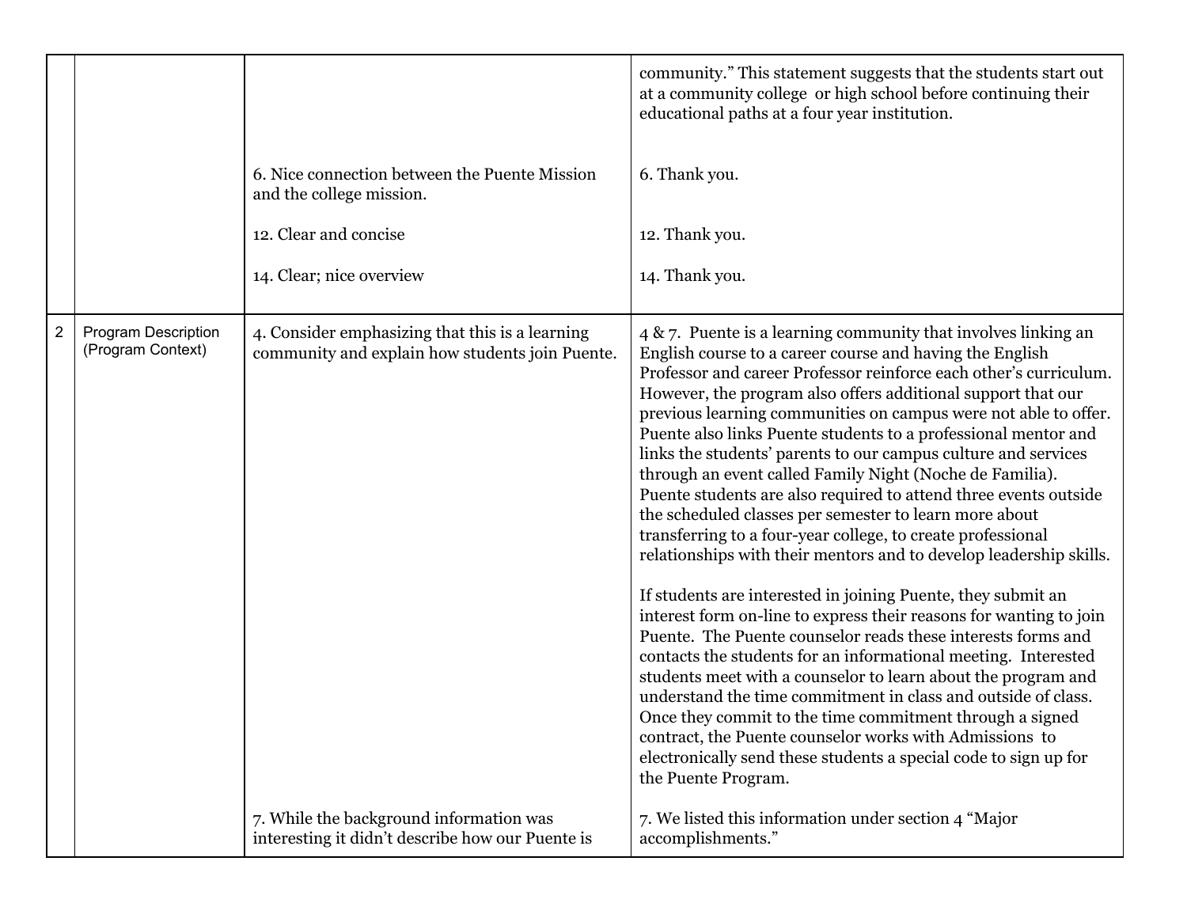|   |   |   |   |
|---|---|---|---|
| | | | community." This statement suggests that the students start out at a community college or high school before continuing their educational paths at a four year institution. |
| | | 6. Nice connection between the Puente Mission and the college mission. | 6. Thank you. |
| | | 12. Clear and concise | 12. Thank you. |
| | | 14. Clear; nice overview | 14. Thank you. |
| 2 | Program Description (Program Context) | 4. Consider emphasizing that this is a learning community and explain how students join Puente. | 4 & 7. Puente is a learning community that involves linking an English course to a career course and having the English Professor and career Professor reinforce each other's curriculum. However, the program also offers additional support that our previous learning communities on campus were not able to offer. Puente also links Puente students to a professional mentor and links the students' parents to our campus culture and services through an event called Family Night (Noche de Familia). Puente students are also required to attend three events outside the scheduled classes per semester to learn more about transferring to a four-year college, to create professional relationships with their mentors and to develop leadership skills.<br><br>If students are interested in joining Puente, they submit an interest form on-line to express their reasons for wanting to join Puente. The Puente counselor reads these interests forms and contacts the students for an informational meeting. Interested students meet with a counselor to learn about the program and understand the time commitment in class and outside of class. Once they commit to the time commitment through a signed contract, the Puente counselor works with Admissions to electronically send these students a special code to sign up for the Puente Program. |
| | | 7. While the background information was interesting it didn't describe how our Puente is | 7. We listed this information under section 4 "Major accomplishments." |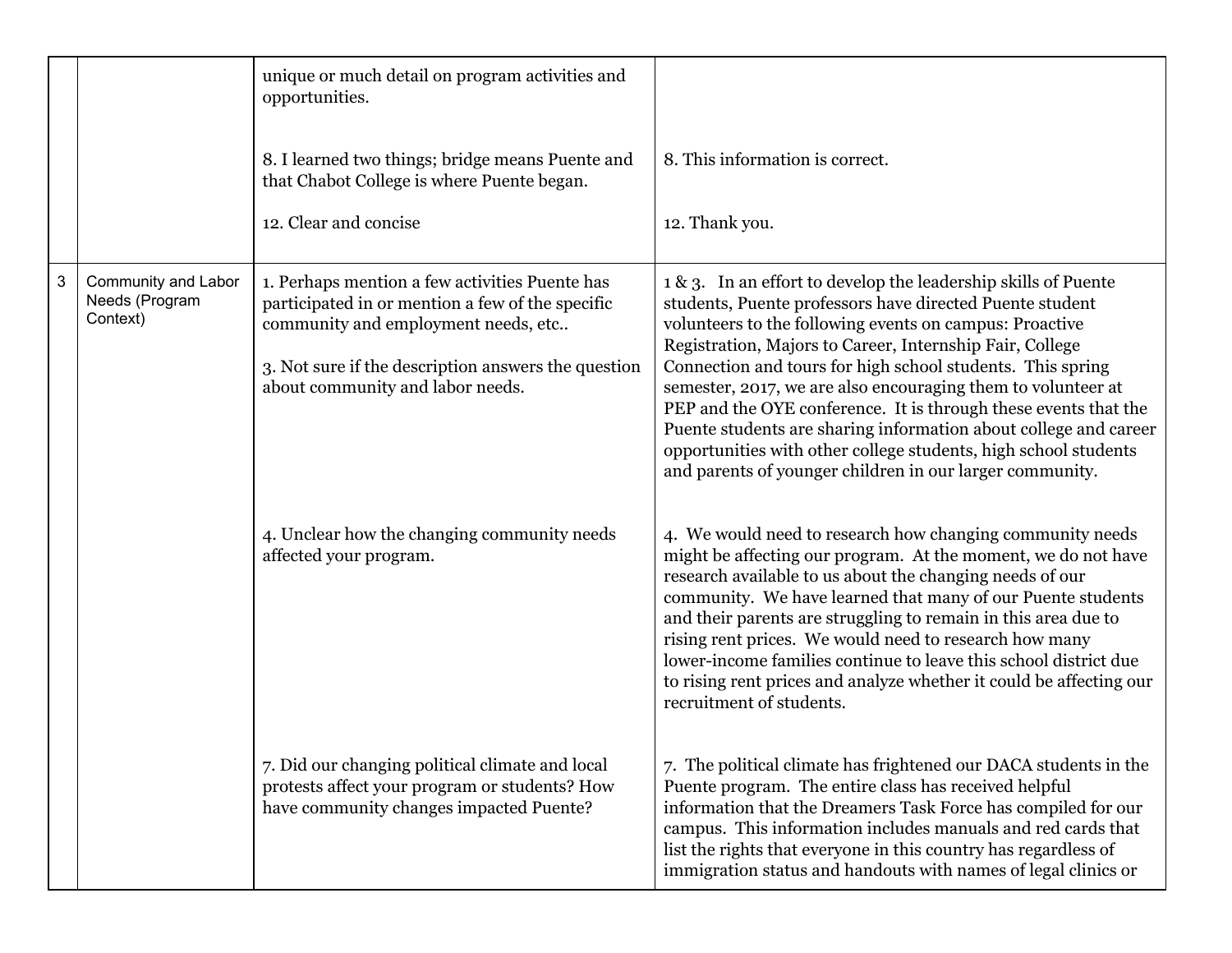| | | | |
|---|---|---|---|
| | | unique or much detail on program activities and opportunities.<br><br>8. I learned two things; bridge means Puente and that Chabot College is where Puente began.<br><br>12. Clear and concise | <br><br>8. This information is correct.<br><br>12. Thank you. |
| 3 | Community and Labor Needs (Program Context) | 1. Perhaps mention a few activities Puente has participated in or mention a few of the specific community and employment needs, etc..<br><br>3. Not sure if the description answers the question about community and labor needs. | 1 & 3. In an effort to develop the leadership skills of Puente students, Puente professors have directed Puente student volunteers to the following events on campus: Proactive Registration, Majors to Career, Internship Fair, College Connection and tours for high school students. This spring semester, 2017, we are also encouraging them to volunteer at PEP and the OYE conference. It is through these events that the Puente students are sharing information about college and career opportunities with other college students, high school students and parents of younger children in our larger community. |
| | | 4. Unclear how the changing community needs affected your program. | 4. We would need to research how changing community needs might be affecting our program. At the moment, we do not have research available to us about the changing needs of our community. We have learned that many of our Puente students and their parents are struggling to remain in this area due to rising rent prices. We would need to research how many lower-income families continue to leave this school district due to rising rent prices and analyze whether it could be affecting our recruitment of students. |
| | | 7. Did our changing political climate and local protests affect your program or students? How have community changes impacted Puente? | 7. The political climate has frightened our DACA students in the Puente program. The entire class has received helpful information that the Dreamers Task Force has compiled for our campus. This information includes manuals and red cards that list the rights that everyone in this country has regardless of immigration status and handouts with names of legal clinics or |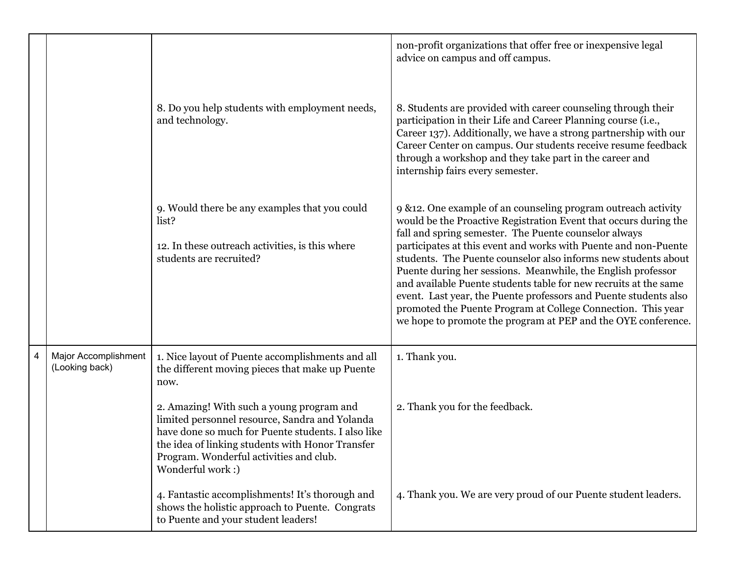| | | | |
|---|---|---|---|
| | | | non-profit organizations that offer free or inexpensive legal advice on campus and off campus. |
| | | 8. Do you help students with employment needs, and technology. | 8. Students are provided with career counseling through their participation in their Life and Career Planning course (i.e., Career 137). Additionally, we have a strong partnership with our Career Center on campus. Our students receive resume feedback through a workshop and they take part in the career and internship fairs every semester. |
| | | 9. Would there be any examples that you could list?<br><br>12. In these outreach activities, is this where students are recruited? | 9 &12. One example of an counseling program outreach activity would be the Proactive Registration Event that occurs during the fall and spring semester. The Puente counselor always participates at this event and works with Puente and non-Puente students. The Puente counselor also informs new students about Puente during her sessions. Meanwhile, the English professor and available Puente students table for new recruits at the same event. Last year, the Puente professors and Puente students also promoted the Puente Program at College Connection. This year we hope to promote the program at PEP and the OYE conference. |
| 4 | Major Accomplishment (Looking back) | 1. Nice layout of Puente accomplishments and all the different moving pieces that make up Puente now.<br><br>2. Amazing! With such a young program and limited personnel resource, Sandra and Yolanda have done so much for Puente students. I also like the idea of linking students with Honor Transfer Program. Wonderful activities and club. Wonderful work :)<br><br>4. Fantastic accomplishments! It's thorough and shows the holistic approach to Puente. Congrats to Puente and your student leaders! | 1. Thank you.<br><br>2. Thank you for the feedback.<br><br>4. Thank you. We are very proud of our Puente student leaders. |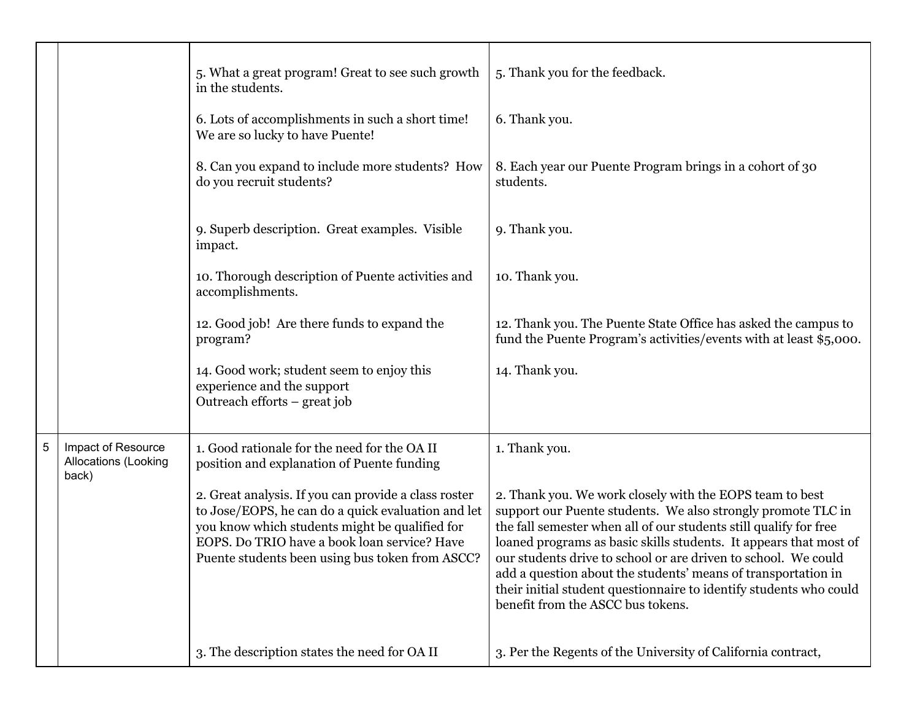| | | | |
|---|---|---|---|
| | | 5. What a great program! Great to see such growth in the students.<br><br>6. Lots of accomplishments in such a short time! We are so lucky to have Puente!<br><br>8. Can you expand to include more students? How do you recruit students?<br><br>9. Superb description. Great examples. Visible impact.<br><br>10. Thorough description of Puente activities and accomplishments.<br><br>12. Good job! Are there funds to expand the program?<br><br>14. Good work; student seem to enjoy this experience and the support<br>Outreach efforts – great job | 5. Thank you for the feedback.<br><br>6. Thank you.<br><br>8. Each year our Puente Program brings in a cohort of 30 students.<br><br>9. Thank you.<br><br>10. Thank you.<br><br>12. Thank you. The Puente State Office has asked the campus to fund the Puente Program's activities/events with at least $5,000.<br><br>14. Thank you. |
| 5 | Impact of Resource Allocations (Looking back) | 1. Good rationale for the need for the OA II position and explanation of Puente funding<br><br>2. Great analysis. If you can provide a class roster to Jose/EOPS, he can do a quick evaluation and let you know which students might be qualified for EOPS. Do TRIO have a book loan service? Have Puente students been using bus token from ASCC?<br><br>3. The description states the need for OA II | 1. Thank you.<br><br>2. Thank you. We work closely with the EOPS team to best support our Puente students. We also strongly promote TLC in the fall semester when all of our students still qualify for free loaned programs as basic skills students. It appears that most of our students drive to school or are driven to school. We could add a question about the students' means of transportation in their initial student questionnaire to identify students who could benefit from the ASCC bus tokens.<br><br>3. Per the Regents of the University of California contract, |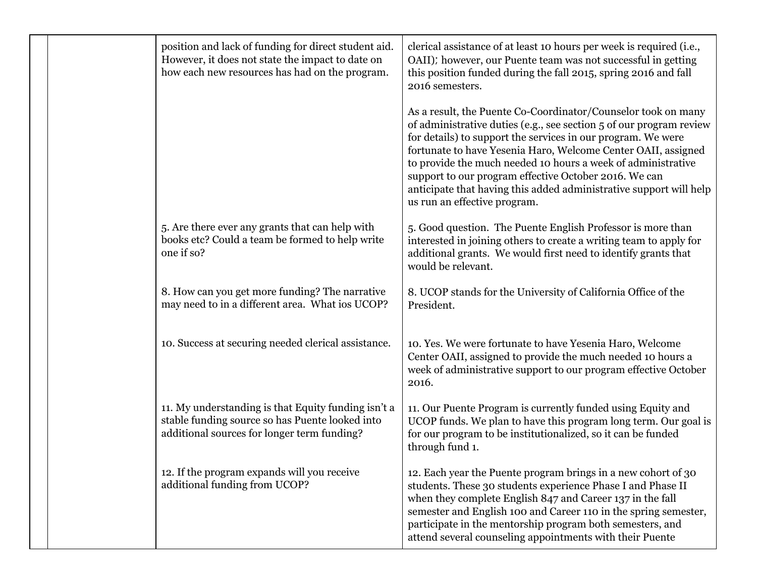| | | | |
|---|---|---|---|
| | | position and lack of funding for direct student aid. However, it does not state the impact to date on how each new resources has had on the program. | clerical assistance of at least 10 hours per week is required (i.e., OAII); however, our Puente team was not successful in getting this position funded during the fall 2015, spring 2016 and fall 2016 semesters.<br><br>As a result, the Puente Co-Coordinator/Counselor took on many of administrative duties (e.g., see section 5 of our program review for details) to support the services in our program. We were fortunate to have Yesenia Haro, Welcome Center OAII, assigned to provide the much needed 10 hours a week of administrative support to our program effective October 2016. We can anticipate that having this added administrative support will help us run an effective program. |
| | | 5. Are there ever any grants that can help with books etc? Could a team be formed to help write one if so? | 5. Good question. The Puente English Professor is more than interested in joining others to create a writing team to apply for additional grants. We would first need to identify grants that would be relevant. |
| | | 8. How can you get more funding? The narrative may need to in a different area. What ios UCOP? | 8. UCOP stands for the University of California Office of the President. |
| | | 10. Success at securing needed clerical assistance. | 10. Yes. We were fortunate to have Yesenia Haro, Welcome Center OAII, assigned to provide the much needed 10 hours a week of administrative support to our program effective October 2016. |
| | | 11. My understanding is that Equity funding isn't a stable funding source so has Puente looked into additional sources for longer term funding? | 11. Our Puente Program is currently funded using Equity and UCOP funds. We plan to have this program long term. Our goal is for our program to be institutionalized, so it can be funded through fund 1. |
| | | 12. If the program expands will you receive additional funding from UCOP? | 12. Each year the Puente program brings in a new cohort of 30 students. These 30 students experience Phase I and Phase II when they complete English 847 and Career 137 in the fall semester and English 100 and Career 110 in the spring semester, participate in the mentorship program both semesters, and attend several counseling appointments with their Puente |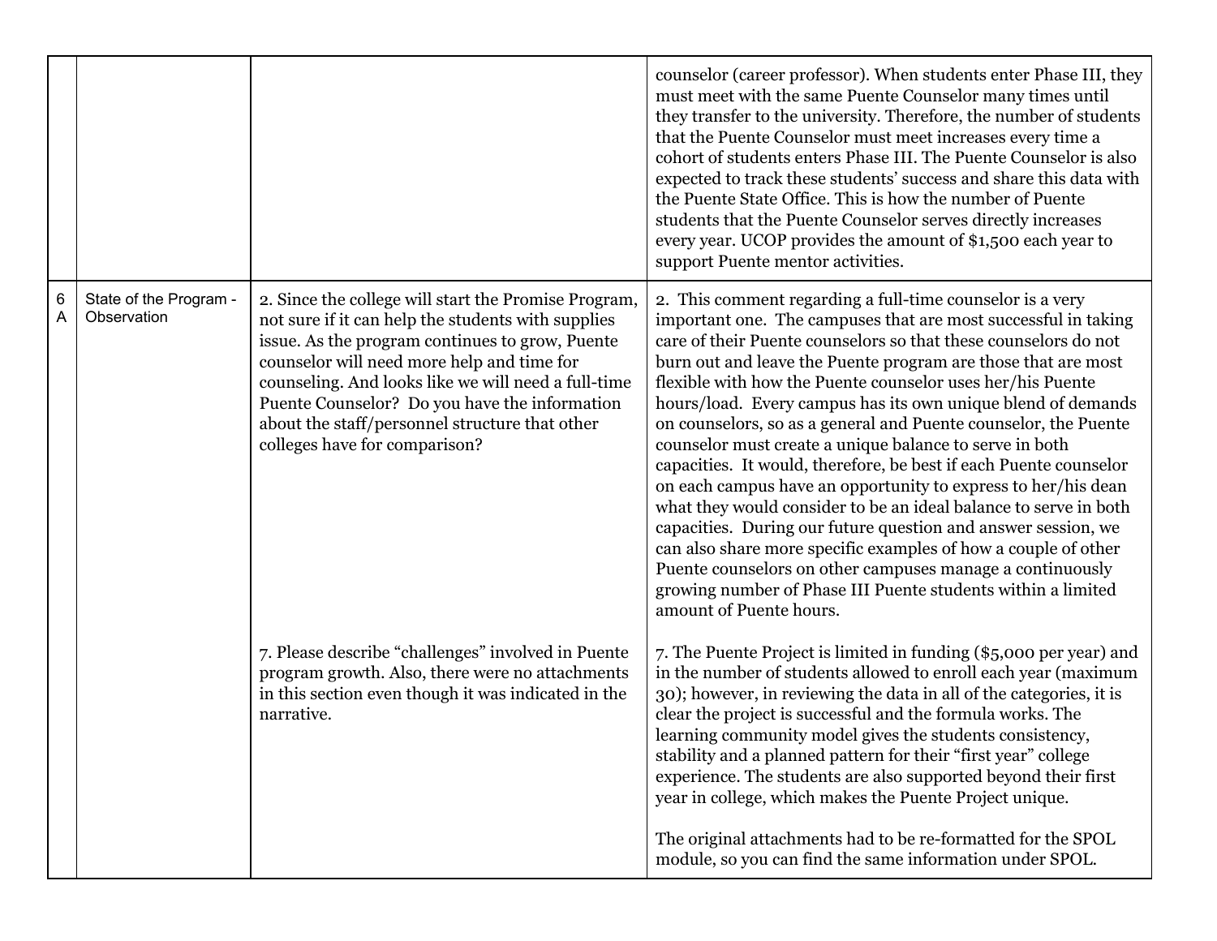| | | | |
|---|---|---|---|
| | | | counselor (career professor). When students enter Phase III, they must meet with the same Puente Counselor many times until they transfer to the university. Therefore, the number of students that the Puente Counselor must meet increases every time a cohort of students enters Phase III. The Puente Counselor is also expected to track these students' success and share this data with the Puente State Office. This is how the number of Puente students that the Puente Counselor serves directly increases every year. UCOP provides the amount of $1,500 each year to support Puente mentor activities. |
| 6 A | State of the Program - Observation | 2. Since the college will start the Promise Program, not sure if it can help the students with supplies issue. As the program continues to grow, Puente counselor will need more help and time for counseling. And looks like we will need a full-time Puente Counselor? Do you have the information about the staff/personnel structure that other colleges have for comparison?<br><br>7. Please describe "challenges" involved in Puente program growth. Also, there were no attachments in this section even though it was indicated in the narrative. | 2. This comment regarding a full-time counselor is a very important one. The campuses that are most successful in taking care of their Puente counselors so that these counselors do not burn out and leave the Puente program are those that are most flexible with how the Puente counselor uses her/his Puente hours/load. Every campus has its own unique blend of demands on counselors, so as a general and Puente counselor, the Puente counselor must create a unique balance to serve in both capacities. It would, therefore, be best if each Puente counselor on each campus have an opportunity to express to her/his dean what they would consider to be an ideal balance to serve in both capacities. During our future question and answer session, we can also share more specific examples of how a couple of other Puente counselors on other campuses manage a continuously growing number of Phase III Puente students within a limited amount of Puente hours.<br><br>7. The Puente Project is limited in funding ($5,000 per year) and in the number of students allowed to enroll each year (maximum 30); however, in reviewing the data in all of the categories, it is clear the project is successful and the formula works. The learning community model gives the students consistency, stability and a planned pattern for their "first year" college experience. The students are also supported beyond their first year in college, which makes the Puente Project unique.<br><br>The original attachments had to be re-formatted for the SPOL module, so you can find the same information under SPOL. |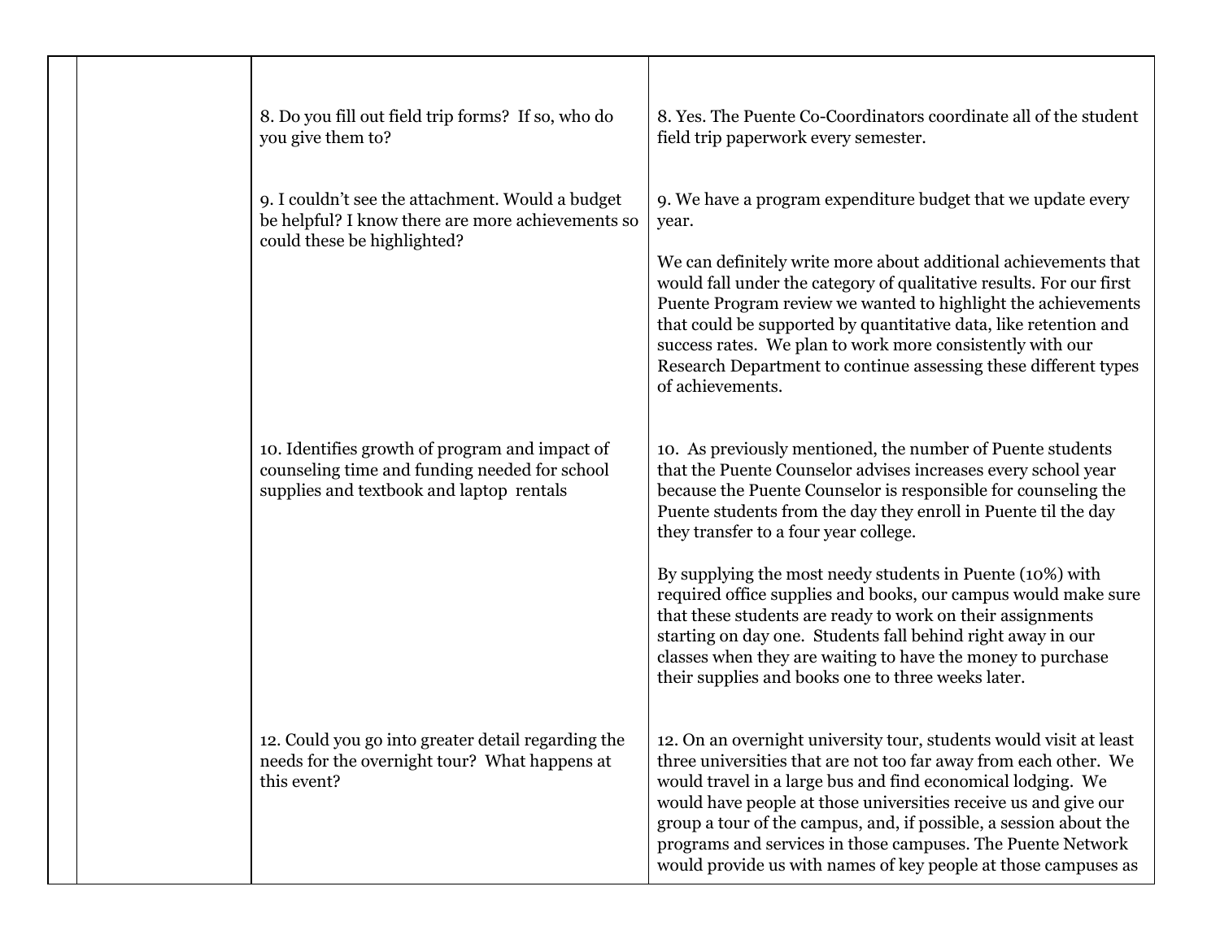| | | | |
|---|---|---|---|
| | | 8. Do you fill out field trip forms? If so, who do you give them to? | 8. Yes. The Puente Co-Coordinators coordinate all of the student field trip paperwork every semester. |
| | | 9. I couldn't see the attachment. Would a budget be helpful? I know there are more achievements so could these be highlighted? | 9. We have a program expenditure budget that we update every year.<br><br>We can definitely write more about additional achievements that would fall under the category of qualitative results. For our first Puente Program review we wanted to highlight the achievements that could be supported by quantitative data, like retention and success rates. We plan to work more consistently with our Research Department to continue assessing these different types of achievements. |
| | | 10. Identifies growth of program and impact of counseling time and funding needed for school supplies and textbook and laptop rentals | 10. As previously mentioned, the number of Puente students that the Puente Counselor advises increases every school year because the Puente Counselor is responsible for counseling the Puente students from the day they enroll in Puente til the day they transfer to a four year college.<br><br>By supplying the most needy students in Puente (10%) with required office supplies and books, our campus would make sure that these students are ready to work on their assignments starting on day one. Students fall behind right away in our classes when they are waiting to have the money to purchase their supplies and books one to three weeks later. |
| | | 12. Could you go into greater detail regarding the needs for the overnight tour? What happens at this event? | 12. On an overnight university tour, students would visit at least three universities that are not too far away from each other. We would travel in a large bus and find economical lodging. We would have people at those universities receive us and give our group a tour of the campus, and, if possible, a session about the programs and services in those campuses. The Puente Network would provide us with names of key people at those campuses as |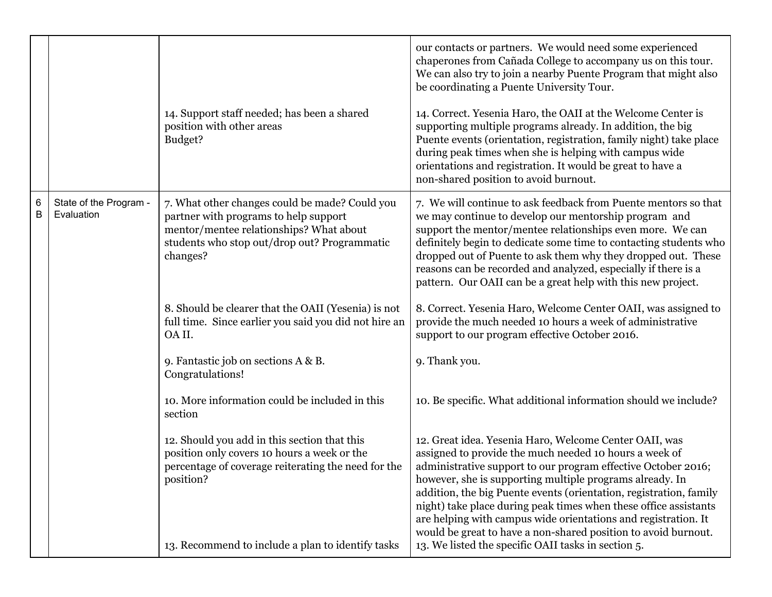| | | | |
|---|---|---|---|
| | | | our contacts or partners. We would need some experienced chaperones from Cañada College to accompany us on this tour. We can also try to join a nearby Puente Program that might also be coordinating a Puente University Tour. |
| | | 14. Support staff needed; has been a shared position with other areas<br>Budget? | 14. Correct. Yesenia Haro, the OAII at the Welcome Center is supporting multiple programs already. In addition, the big Puente events (orientation, registration, family night) take place during peak times when she is helping with campus wide orientations and registration. It would be great to have a non-shared position to avoid burnout. |
| 6 B | State of the Program - Evaluation | 7. What other changes could be made? Could you partner with programs to help support mentor/mentee relationships? What about students who stop out/drop out? Programmatic changes? | 7. We will continue to ask feedback from Puente mentors so that we may continue to develop our mentorship program and support the mentor/mentee relationships even more. We can definitely begin to dedicate some time to contacting students who dropped out of Puente to ask them why they dropped out. These reasons can be recorded and analyzed, especially if there is a pattern. Our OAII can be a great help with this new project. |
| | | 8. Should be clearer that the OAII (Yesenia) is not full time. Since earlier you said you did not hire an OA II. | 8. Correct. Yesenia Haro, Welcome Center OAII, was assigned to provide the much needed 10 hours a week of administrative support to our program effective October 2016. |
| | | 9. Fantastic job on sections A & B. Congratulations! | 9. Thank you. |
| | | 10. More information could be included in this section | 10. Be specific. What additional information should we include? |
| | | 12. Should you add in this section that this position only covers 10 hours a week or the percentage of coverage reiterating the need for the position? | 12. Great idea. Yesenia Haro, Welcome Center OAII, was assigned to provide the much needed 10 hours a week of administrative support to our program effective October 2016; however, she is supporting multiple programs already. In addition, the big Puente events (orientation, registration, family night) take place during peak times when these office assistants are helping with campus wide orientations and registration. It would be great to have a non-shared position to avoid burnout. |
| | | 13. Recommend to include a plan to identify tasks | 13. We listed the specific OAII tasks in section 5. |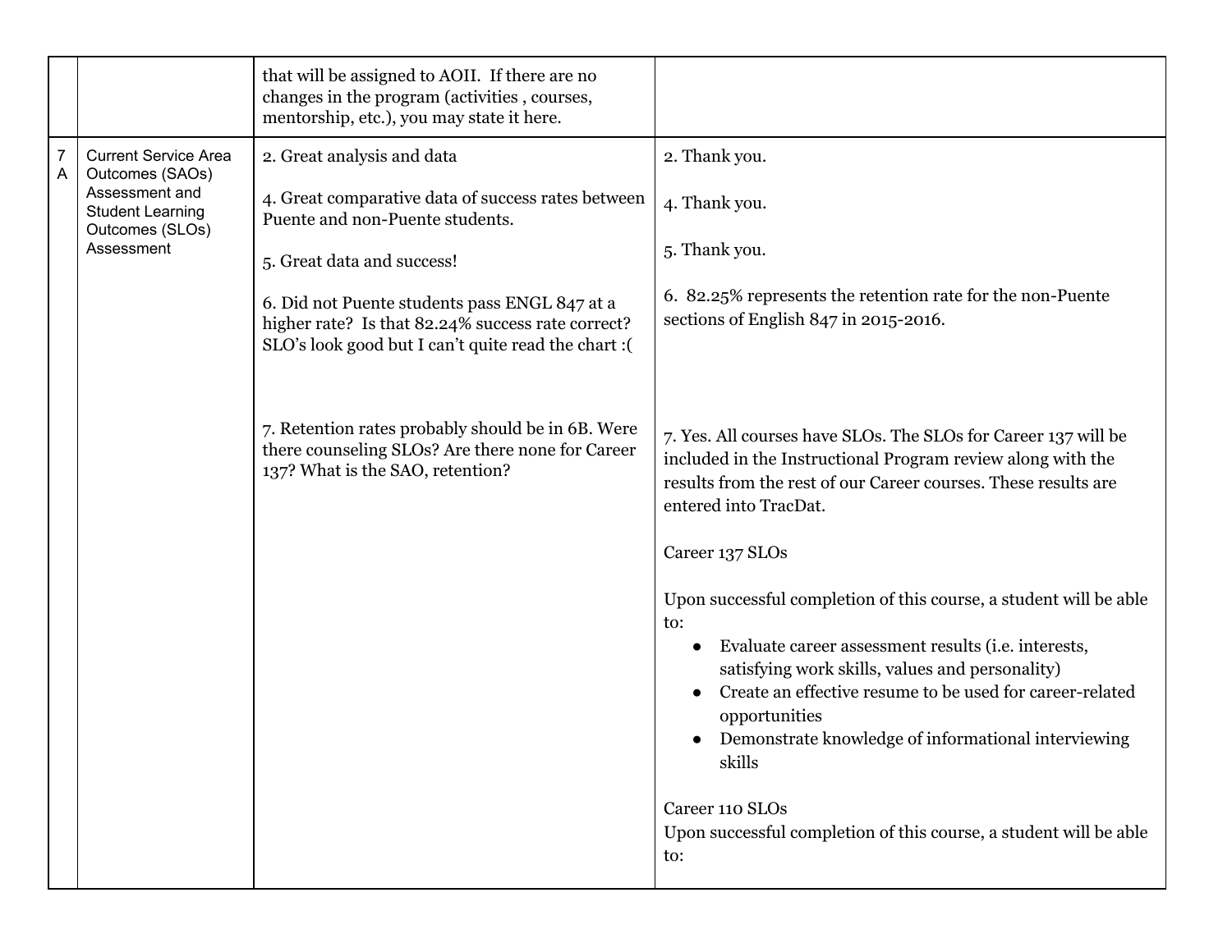| | | | |
|---|---|---|---|
| | | that will be assigned to AOII. If there are no changes in the program (activities , courses, mentorship, etc.), you may state it here. | |
| 7 A | Current Service Area Outcomes (SAOs) Assessment and Student Learning Outcomes (SLOs) Assessment | 2. Great analysis and data<br><br>4. Great comparative data of success rates between Puente and non-Puente students.<br><br>5. Great data and success!<br><br>6. Did not Puente students pass ENGL 847 at a higher rate? Is that 82.24% success rate correct? SLO's look good but I can't quite read the chart :(<br><br>7. Retention rates probably should be in 6B. Were there counseling SLOs? Are there none for Career 137? What is the SAO, retention? | 2. Thank you.<br><br>4. Thank you.<br><br>5. Thank you.<br><br>6. 82.25% represents the retention rate for the non-Puente sections of English 847 in 2015-2016.<br><br>7. Yes. All courses have SLOs. The SLOs for Career 137 will be included in the Instructional Program review along with the results from the rest of our Career courses. These results are entered into TracDat.<br><br>Career 137 SLOs<br><br>Upon successful completion of this course, a student will be able to:<br>• Evaluate career assessment results (i.e. interests, satisfying work skills, values and personality)<br>• Create an effective resume to be used for career-related opportunities<br>• Demonstrate knowledge of informational interviewing skills<br><br>Career 110 SLOs<br>Upon successful completion of this course, a student will be able to: |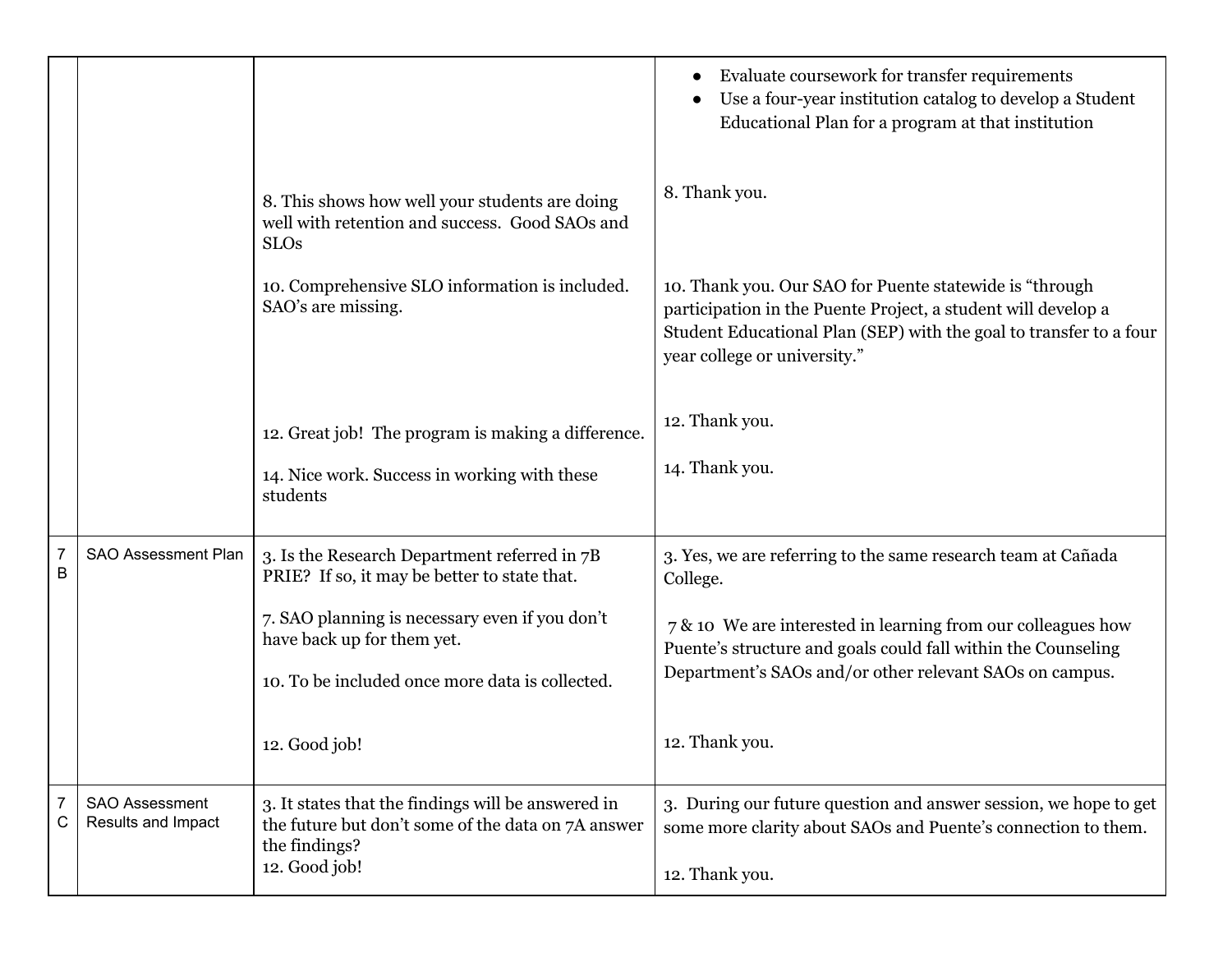| | | | |
|---|---|---|---|
| | | 8. This shows how well your students are doing well with retention and success. Good SAOs and SLOs<br><br>10. Comprehensive SLO information is included. SAO's are missing.<br><br>12. Great job! The program is making a difference.<br><br>14. Nice work. Success in working with these students | • Evaluate coursework for transfer requirements<br>• Use a four-year institution catalog to develop a Student Educational Plan for a program at that institution<br><br>8. Thank you.<br><br>10. Thank you. Our SAO for Puente statewide is "through participation in the Puente Project, a student will develop a Student Educational Plan (SEP) with the goal to transfer to a four year college or university."<br><br>12. Thank you.<br><br>14. Thank you. |
| 7 B | SAO Assessment Plan | 3. Is the Research Department referred in 7B PRIE? If so, it may be better to state that.<br><br>7. SAO planning is necessary even if you don't have back up for them yet.<br><br>10. To be included once more data is collected.<br><br>12. Good job! | 3. Yes, we are referring to the same research team at Cañada College.<br><br>7 & 10 We are interested in learning from our colleagues how Puente's structure and goals could fall within the Counseling Department's SAOs and/or other relevant SAOs on campus.<br><br>12. Thank you. |
| 7 C | SAO Assessment Results and Impact | 3. It states that the findings will be answered in the future but don't some of the data on 7A answer the findings?<br>12. Good job! | 3. During our future question and answer session, we hope to get some more clarity about SAOs and Puente's connection to them.<br><br>12. Thank you. |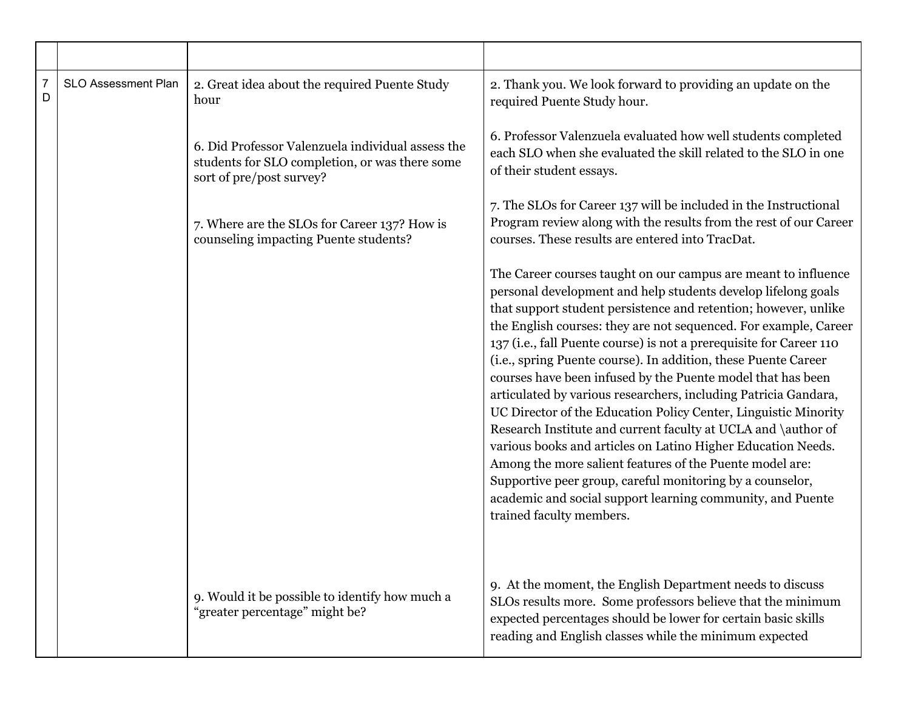| | | | |
|---|---|---|---|
| 7 D | SLO Assessment Plan | 2. Great idea about the required Puente Study hour<br><br>6. Did Professor Valenzuela individual assess the students for SLO completion, or was there some sort of pre/post survey?<br><br>7. Where are the SLOs for Career 137? How is counseling impacting Puente students?<br><br>9. Would it be possible to identify how much a "greater percentage" might be? | 2. Thank you. We look forward to providing an update on the required Puente Study hour.<br><br>6. Professor Valenzuela evaluated how well students completed each SLO when she evaluated the skill related to the SLO in one of their student essays.<br><br>7. The SLOs for Career 137 will be included in the Instructional Program review along with the results from the rest of our Career courses. These results are entered into TracDat.<br><br>The Career courses taught on our campus are meant to influence personal development and help students develop lifelong goals that support student persistence and retention; however, unlike the English courses: they are not sequenced. For example, Career 137 (i.e., fall Puente course) is not a prerequisite for Career 110 (i.e., spring Puente course). In addition, these Puente Career courses have been infused by the Puente model that has been articulated by various researchers, including Patricia Gandara, UC Director of the Education Policy Center, Linguistic Minority Research Institute and current faculty at UCLA and \author of various books and articles on Latino Higher Education Needs. Among the more salient features of the Puente model are: Supportive peer group, careful monitoring by a counselor, academic and social support learning community, and Puente trained faculty members.<br><br>9. At the moment, the English Department needs to discuss SLOs results more. Some professors believe that the minimum expected percentages should be lower for certain basic skills reading and English classes while the minimum expected |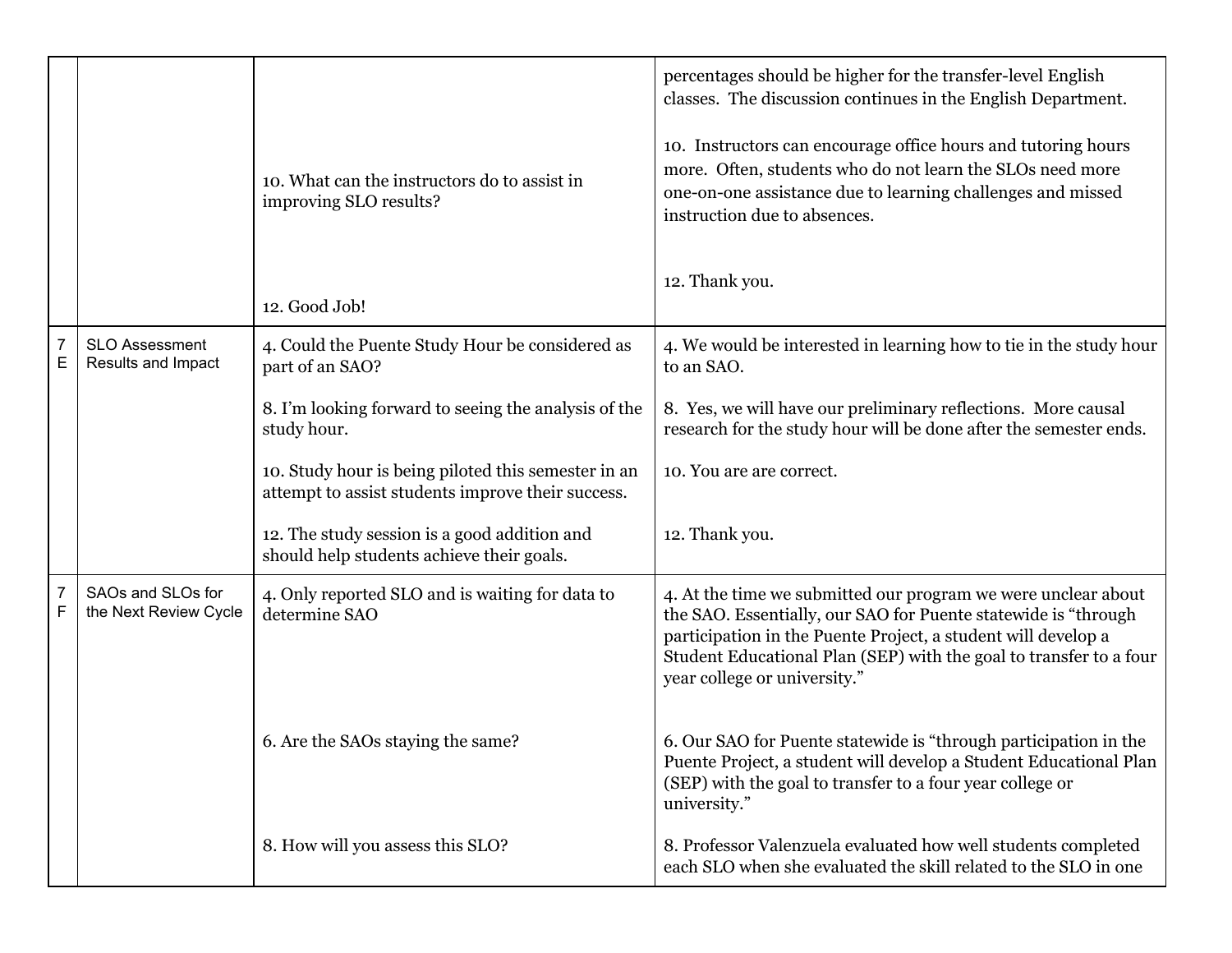| | | | |
|---|---|---|---|
| | | 10. What can the instructors do to assist in improving SLO results?<br><br>12. Good Job! | percentages should be higher for the transfer-level English classes. The discussion continues in the English Department.<br><br>10. Instructors can encourage office hours and tutoring hours more. Often, students who do not learn the SLOs need more one-on-one assistance due to learning challenges and missed instruction due to absences.<br><br>12. Thank you. |
| 7 E | SLO Assessment Results and Impact | 4. Could the Puente Study Hour be considered as part of an SAO?<br><br>8. I'm looking forward to seeing the analysis of the study hour.<br><br>10. Study hour is being piloted this semester in an attempt to assist students improve their success.<br><br>12. The study session is a good addition and should help students achieve their goals. | 4. We would be interested in learning how to tie in the study hour to an SAO.<br><br>8. Yes, we will have our preliminary reflections. More causal research for the study hour will be done after the semester ends.<br><br>10. You are are correct.<br><br>12. Thank you. |
| 7 F | SAOs and SLOs for the Next Review Cycle | 4. Only reported SLO and is waiting for data to determine SAO<br><br>6. Are the SAOs staying the same?<br><br>8. How will you assess this SLO? | 4. At the time we submitted our program we were unclear about the SAO. Essentially, our SAO for Puente statewide is "through participation in the Puente Project, a student will develop a Student Educational Plan (SEP) with the goal to transfer to a four year college or university."<br><br>6. Our SAO for Puente statewide is "through participation in the Puente Project, a student will develop a Student Educational Plan (SEP) with the goal to transfer to a four year college or university."<br><br>8. Professor Valenzuela evaluated how well students completed each SLO when she evaluated the skill related to the SLO in one |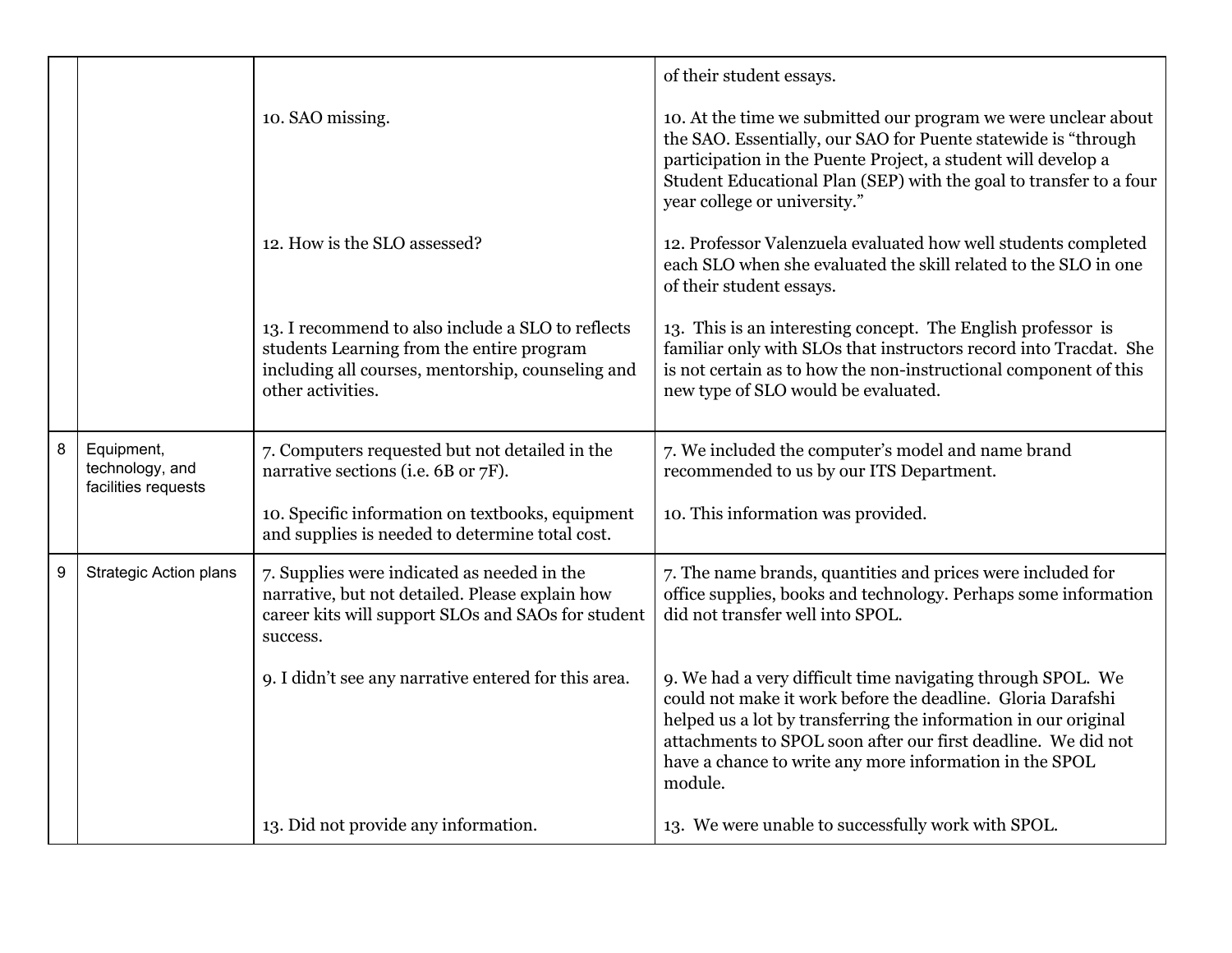|  |  |  |  |
|---|---|---|---|
|  |  |  | of their student essays. |
|  |  | 10. SAO missing. | 10. At the time we submitted our program we were unclear about the SAO. Essentially, our SAO for Puente statewide is "through participation in the Puente Project, a student will develop a Student Educational Plan (SEP) with the goal to transfer to a four year college or university." |
|  |  | 12. How is the SLO assessed? | 12. Professor Valenzuela evaluated how well students completed each SLO when she evaluated the skill related to the SLO in one of their student essays. |
|  |  | 13. I recommend to also include a SLO to reflects students Learning from the entire program including all courses, mentorship, counseling and other activities. | 13. This is an interesting concept. The English professor is familiar only with SLOs that instructors record into Tracdat. She is not certain as to how the non-instructional component of this new type of SLO would be evaluated. |
| 8 | Equipment, technology, and facilities requests | 7. Computers requested but not detailed in the narrative sections (i.e. 6B or 7F). | 7. We included the computer's model and name brand recommended to us by our ITS Department. |
|  |  | 10. Specific information on textbooks, equipment and supplies is needed to determine total cost. | 10. This information was provided. |
| 9 | Strategic Action plans | 7. Supplies were indicated as needed in the narrative, but not detailed. Please explain how career kits will support SLOs and SAOs for student success. | 7. The name brands, quantities and prices were included for office supplies, books and technology. Perhaps some information did not transfer well into SPOL. |
|  |  | 9. I didn't see any narrative entered for this area. | 9. We had a very difficult time navigating through SPOL. We could not make it work before the deadline. Gloria Darafshi helped us a lot by transferring the information in our original attachments to SPOL soon after our first deadline. We did not have a chance to write any more information in the SPOL module. |
|  |  | 13. Did not provide any information. | 13. We were unable to successfully work with SPOL. |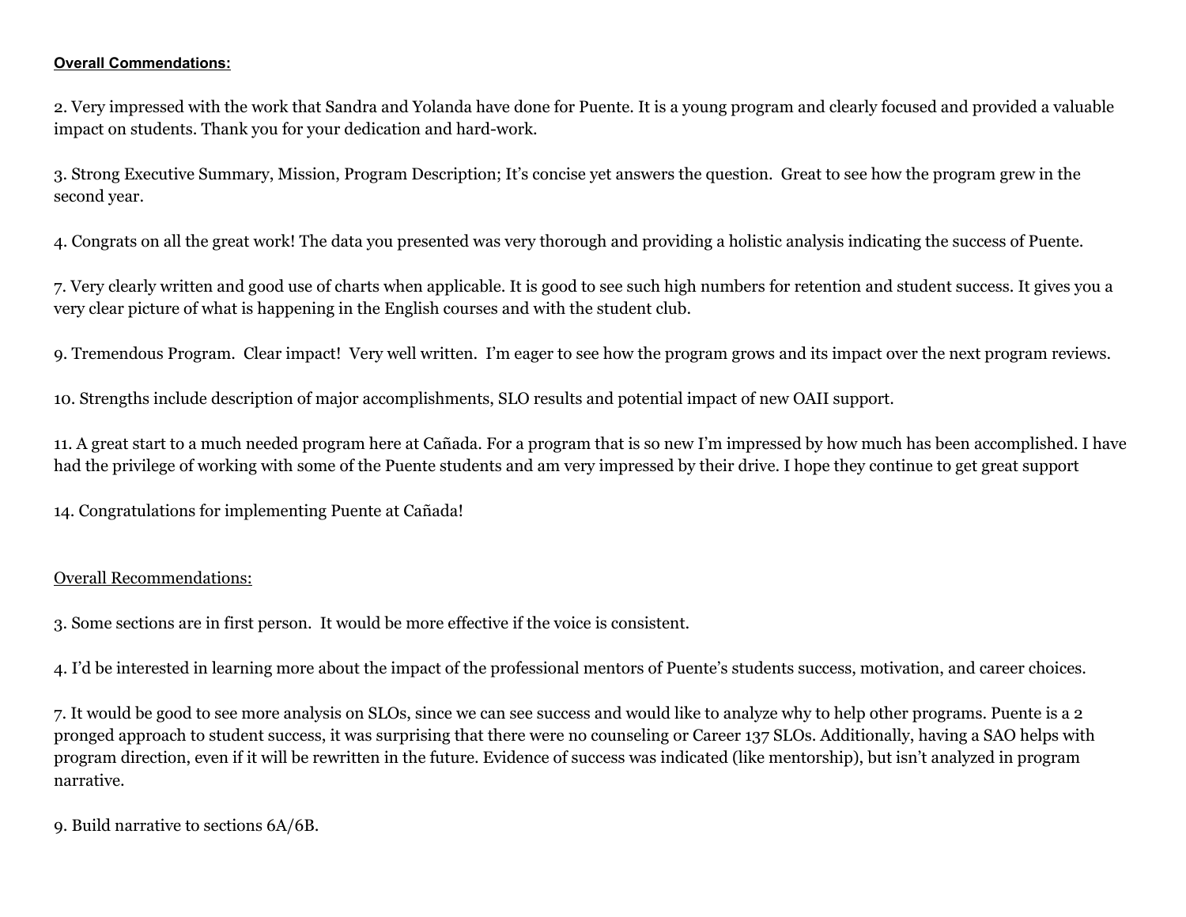**Overall Commendations:**

2. Very impressed with the work that Sandra and Yolanda have done for Puente. It is a young program and clearly focused and provided a valuable impact on students. Thank you for your dedication and hard-work.

3. Strong Executive Summary, Mission, Program Description; It's concise yet answers the question. Great to see how the program grew in the second year.

4. Congrats on all the great work! The data you presented was very thorough and providing a holistic analysis indicating the success of Puente.

7. Very clearly written and good use of charts when applicable. It is good to see such high numbers for retention and student success. It gives you a very clear picture of what is happening in the English courses and with the student club.

9. Tremendous Program. Clear impact! Very well written. I'm eager to see how the program grows and its impact over the next program reviews.

10. Strengths include description of major accomplishments, SLO results and potential impact of new OAII support.

11. A great start to a much needed program here at Cañada. For a program that is so new I'm impressed by how much has been accomplished. I have had the privilege of working with some of the Puente students and am very impressed by their drive. I hope they continue to get great support

14. Congratulations for implementing Puente at Cañada!

Overall Recommendations:

3. Some sections are in first person. It would be more effective if the voice is consistent.

4. I'd be interested in learning more about the impact of the professional mentors of Puente's students success, motivation, and career choices.

7. It would be good to see more analysis on SLOs, since we can see success and would like to analyze why to help other programs. Puente is a 2 pronged approach to student success, it was surprising that there were no counseling or Career 137 SLOs. Additionally, having a SAO helps with program direction, even if it will be rewritten in the future. Evidence of success was indicated (like mentorship), but isn't analyzed in program narrative.

9. Build narrative to sections 6A/6B.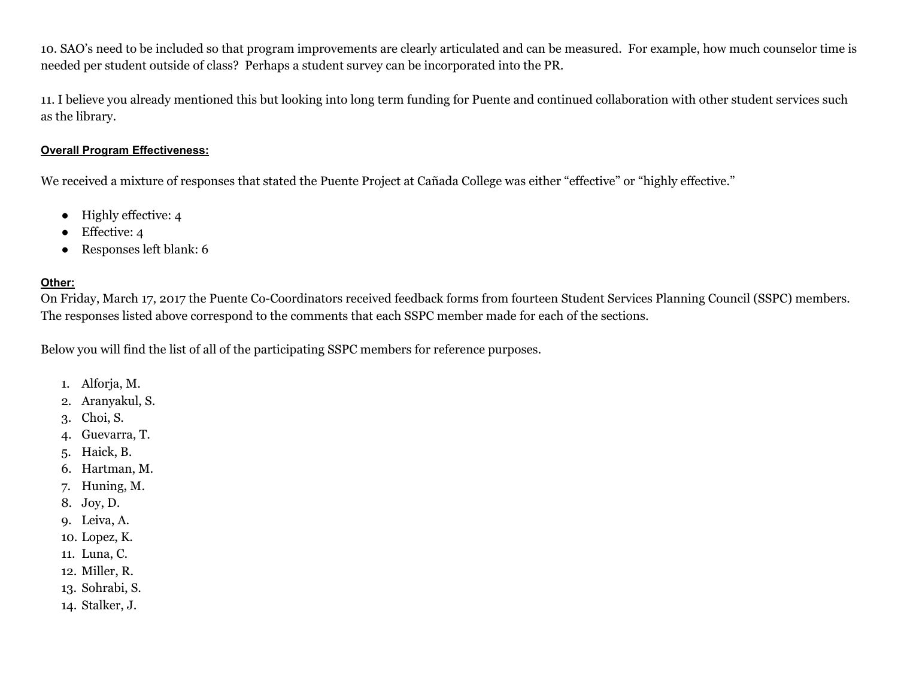10. SAO's need to be included so that program improvements are clearly articulated and can be measured. For example, how much counselor time is needed per student outside of class? Perhaps a student survey can be incorporated into the PR.

11. I believe you already mentioned this but looking into long term funding for Puente and continued collaboration with other student services such as the library.

**Overall Program Effectiveness:**

We received a mixture of responses that stated the Puente Project at Cañada College was either "effective" or "highly effective."

- Highly effective: 4
- Effective: 4
- Responses left blank: 6

**Other:**

On Friday, March 17, 2017 the Puente Co-Coordinators received feedback forms from fourteen Student Services Planning Council (SSPC) members. The responses listed above correspond to the comments that each SSPC member made for each of the sections.

Below you will find the list of all of the participating SSPC members for reference purposes.

1. Alforja, M.
2. Aranyakul, S.
3. Choi, S.
4. Guevarra, T.
5. Haick, B.
6. Hartman, M.
7. Huning, M.
8. Joy, D.
9. Leiva, A.
10. Lopez, K.
11. Luna, C.
12. Miller, R.
13. Sohrabi, S.
14. Stalker, J.